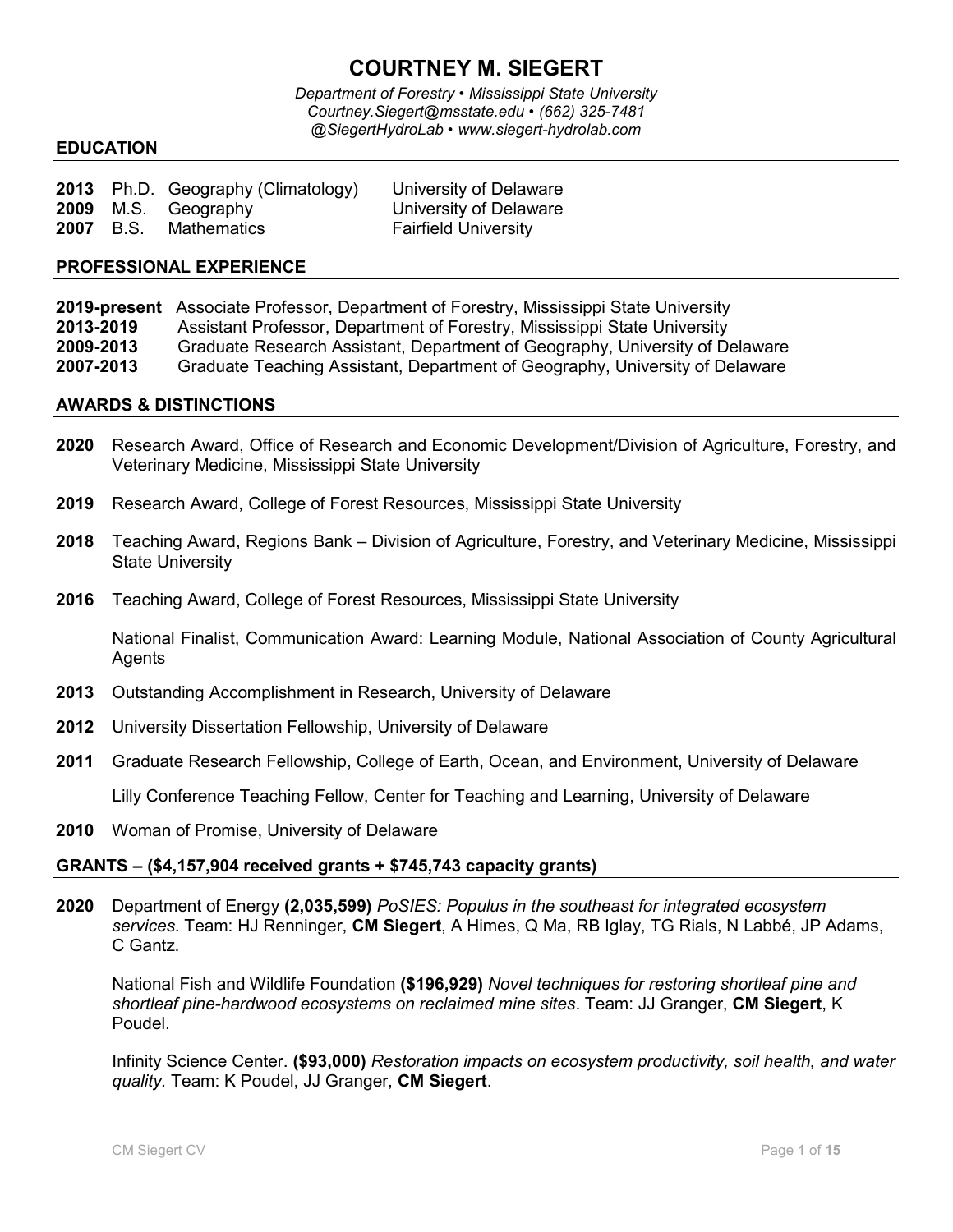# COURTNEY M. SIEGERT

*Department of Forestry • Mississippi State University*
*Courtney.Siegert@msstate.edu • (662) 325-7481*
*@SiegertHydroLab • www.siegert-hydrolab.com*

## EDUCATION

**2013** Ph.D. Geography (Climatology) University of Delaware
**2009** M.S. Geography University of Delaware
**2007** B.S. Mathematics Fairfield University

## PROFESSIONAL EXPERIENCE

**2019-present** Associate Professor, Department of Forestry, Mississippi State University
**2013-2019** Assistant Professor, Department of Forestry, Mississippi State University
**2009-2013** Graduate Research Assistant, Department of Geography, University of Delaware
**2007-2013** Graduate Teaching Assistant, Department of Geography, University of Delaware

## AWARDS & DISTINCTIONS

**2020** Research Award, Office of Research and Economic Development/Division of Agriculture, Forestry, and Veterinary Medicine, Mississippi State University

**2019** Research Award, College of Forest Resources, Mississippi State University

**2018** Teaching Award, Regions Bank – Division of Agriculture, Forestry, and Veterinary Medicine, Mississippi State University

**2016** Teaching Award, College of Forest Resources, Mississippi State University

National Finalist, Communication Award: Learning Module, National Association of County Agricultural Agents

**2013** Outstanding Accomplishment in Research, University of Delaware

**2012** University Dissertation Fellowship, University of Delaware

**2011** Graduate Research Fellowship, College of Earth, Ocean, and Environment, University of Delaware

Lilly Conference Teaching Fellow, Center for Teaching and Learning, University of Delaware

**2010** Woman of Promise, University of Delaware

## GRANTS – ($4,157,904 received grants + $745,743 capacity grants)

**2020** Department of Energy **(2,035,599)** *PoSIES: Populus in the southeast for integrated ecosystem services*. Team: HJ Renninger, **CM Siegert**, A Himes, Q Ma, RB Iglay, TG Rials, N Labbé, JP Adams, C Gantz.

National Fish and Wildlife Foundation **($196,929)** *Novel techniques for restoring shortleaf pine and shortleaf pine-hardwood ecosystems on reclaimed mine sites*. Team: JJ Granger, **CM Siegert**, K Poudel.

Infinity Science Center. **($93,000)** *Restoration impacts on ecosystem productivity, soil health, and water quality.* Team: K Poudel, JJ Granger, **CM Siegert**.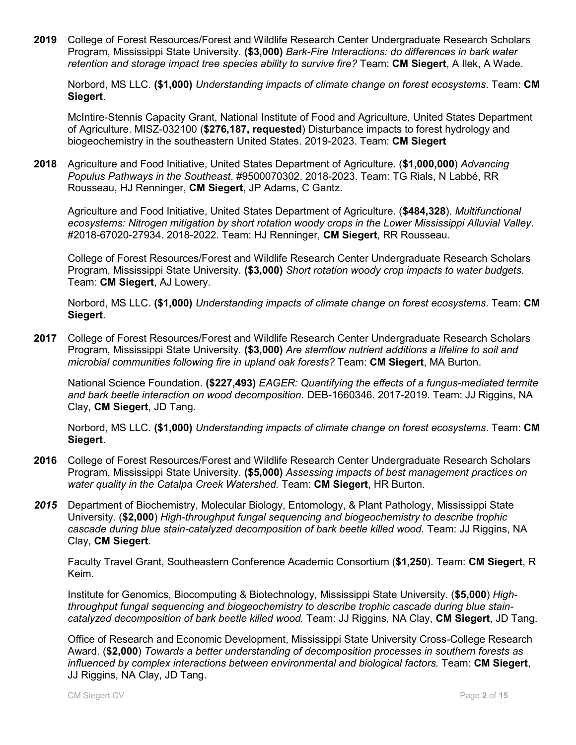**2019** College of Forest Resources/Forest and Wildlife Research Center Undergraduate Research Scholars Program, Mississippi State University. **($3,000)** *Bark-Fire Interactions: do differences in bark water retention and storage impact tree species ability to survive fire?* Team: **CM Siegert**, A Ilek, A Wade.

Norbord, MS LLC. **($1,000)** *Understanding impacts of climate change on forest ecosystems*. Team: **CM Siegert**.

McIntire-Stennis Capacity Grant, National Institute of Food and Agriculture, United States Department of Agriculture. MISZ-032100 (**$276,187, requested**) Disturbance impacts to forest hydrology and biogeochemistry in the southeastern United States. 2019-2023. Team: **CM Siegert**

**2018** Agriculture and Food Initiative, United States Department of Agriculture. (**$1,000,000**) *Advancing Populus Pathways in the Southeast*. #9500070302. 2018-2023. Team: TG Rials, N Labbé, RR Rousseau, HJ Renninger, **CM Siegert**, JP Adams, C Gantz.

Agriculture and Food Initiative, United States Department of Agriculture. (**$484,328**). *Multifunctional ecosystems: Nitrogen mitigation by short rotation woody crops in the Lower Mississippi Alluvial Valley*. #2018-67020-27934. 2018-2022. Team: HJ Renninger, **CM Siegert**, RR Rousseau.

College of Forest Resources/Forest and Wildlife Research Center Undergraduate Research Scholars Program, Mississippi State University. **($3,000)** *Short rotation woody crop impacts to water budgets.* Team: **CM Siegert**, AJ Lowery.

Norbord, MS LLC. **($1,000)** *Understanding impacts of climate change on forest ecosystems*. Team: **CM Siegert**.

**2017** College of Forest Resources/Forest and Wildlife Research Center Undergraduate Research Scholars Program, Mississippi State University. **($3,000)** *Are stemflow nutrient additions a lifeline to soil and microbial communities following fire in upland oak forests?* Team: **CM Siegert**, MA Burton.

National Science Foundation. **($227,493)** *EAGER: Quantifying the effects of a fungus-mediated termite and bark beetle interaction on wood decomposition.* DEB-1660346. 2017-2019. Team: JJ Riggins, NA Clay, **CM Siegert**, JD Tang.

Norbord, MS LLC. **($1,000)** *Understanding impacts of climate change on forest ecosystems*. Team: **CM Siegert**.

**2016** College of Forest Resources/Forest and Wildlife Research Center Undergraduate Research Scholars Program, Mississippi State University. **($5,000)** *Assessing impacts of best management practices on water quality in the Catalpa Creek Watershed.* Team: **CM Siegert**, HR Burton.

***2015*** Department of Biochemistry, Molecular Biology, Entomology, & Plant Pathology, Mississippi State University. (**$2,000**) *High-throughput fungal sequencing and biogeochemistry to describe trophic cascade during blue stain-catalyzed decomposition of bark beetle killed wood.* Team: JJ Riggins, NA Clay, **CM Siegert**.

Faculty Travel Grant, Southeastern Conference Academic Consortium (**$1,250**). Team: **CM Siegert**, R Keim.

Institute for Genomics, Biocomputing & Biotechnology, Mississippi State University. (**$5,000**) *High-throughput fungal sequencing and biogeochemistry to describe trophic cascade during blue stain-catalyzed decomposition of bark beetle killed wood.* Team: JJ Riggins, NA Clay, **CM Siegert**, JD Tang.

Office of Research and Economic Development, Mississippi State University Cross-College Research Award. (**$2,000**) *Towards a better understanding of decomposition processes in southern forests as influenced by complex interactions between environmental and biological factors.* Team: **CM Siegert**, JJ Riggins, NA Clay, JD Tang.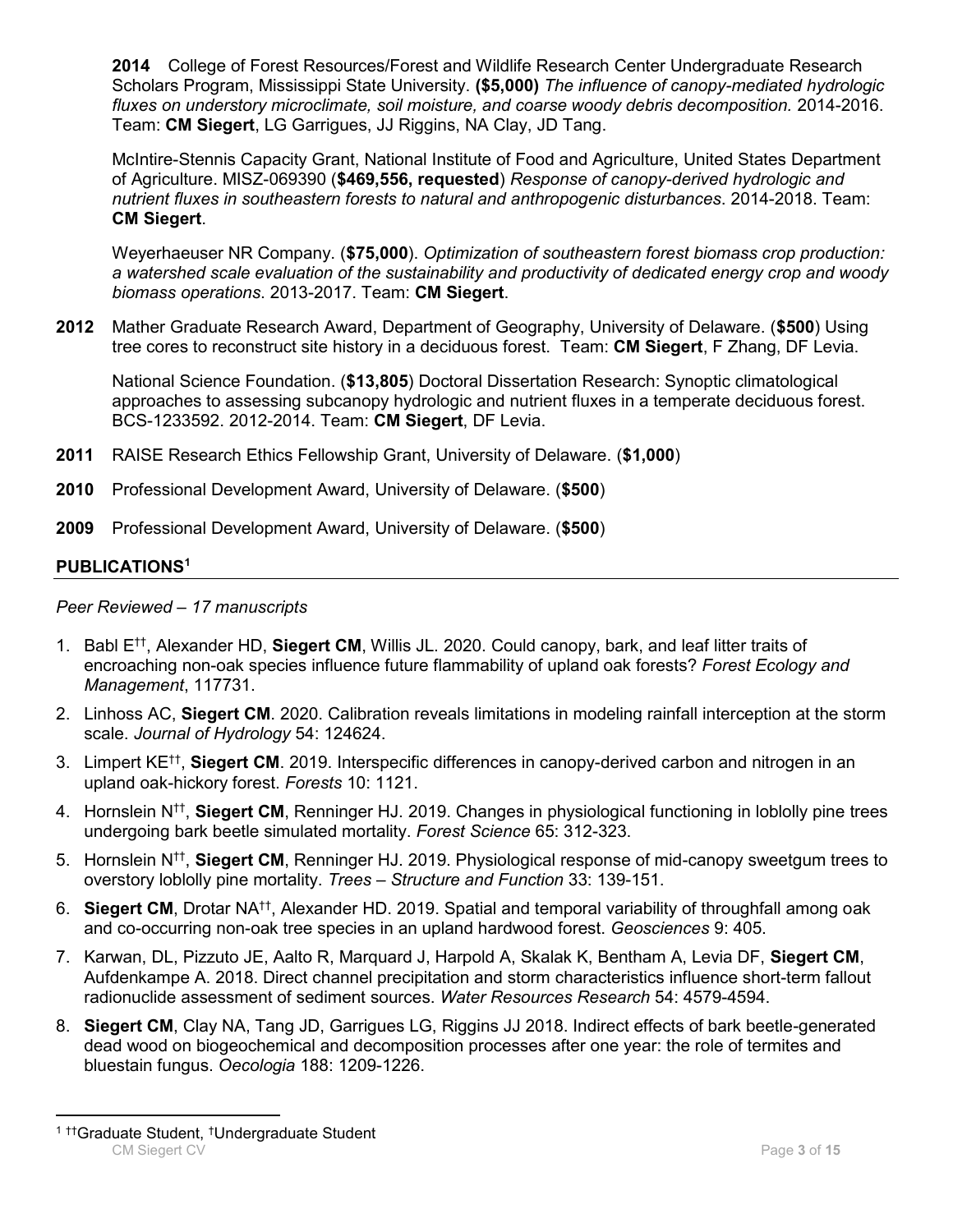**2014** College of Forest Resources/Forest and Wildlife Research Center Undergraduate Research Scholars Program, Mississippi State University. **($5,000)** *The influence of canopy-mediated hydrologic fluxes on understory microclimate, soil moisture, and coarse woody debris decomposition.* 2014-2016. Team: **CM Siegert**, LG Garrigues, JJ Riggins, NA Clay, JD Tang.

McIntire-Stennis Capacity Grant, National Institute of Food and Agriculture, United States Department of Agriculture. MISZ-069390 (**$469,556, requested**) *Response of canopy-derived hydrologic and nutrient fluxes in southeastern forests to natural and anthropogenic disturbances*. 2014-2018. Team: **CM Siegert**.

Weyerhaeuser NR Company. (**$75,000**). *Optimization of southeastern forest biomass crop production: a watershed scale evaluation of the sustainability and productivity of dedicated energy crop and woody biomass operations*. 2013-2017. Team: **CM Siegert**.

**2012** Mather Graduate Research Award, Department of Geography, University of Delaware. (**$500**) Using tree cores to reconstruct site history in a deciduous forest. Team: **CM Siegert**, F Zhang, DF Levia.

National Science Foundation. (**$13,805**) Doctoral Dissertation Research: Synoptic climatological approaches to assessing subcanopy hydrologic and nutrient fluxes in a temperate deciduous forest. BCS-1233592. 2012-2014. Team: **CM Siegert**, DF Levia.

**2011** RAISE Research Ethics Fellowship Grant, University of Delaware. (**$1,000**)

**2010** Professional Development Award, University of Delaware. (**$500**)

**2009** Professional Development Award, University of Delaware. (**$500**)

## PUBLICATIONS[1]

*Peer Reviewed – 17 manuscripts*

1. Babl E[††], Alexander HD, **Siegert CM**, Willis JL. 2020. Could canopy, bark, and leaf litter traits of encroaching non-oak species influence future flammability of upland oak forests? *Forest Ecology and Management*, 117731.
2. Linhoss AC, **Siegert CM**. 2020. Calibration reveals limitations in modeling rainfall interception at the storm scale. *Journal of Hydrology* 54: 124624.
3. Limpert KE[††], **Siegert CM**. 2019. Interspecific differences in canopy-derived carbon and nitrogen in an upland oak-hickory forest. *Forests* 10: 1121.
4. Hornslein N[††], **Siegert CM**, Renninger HJ. 2019. Changes in physiological functioning in loblolly pine trees undergoing bark beetle simulated mortality. *Forest Science* 65: 312-323.
5. Hornslein N[††], **Siegert CM**, Renninger HJ. 2019. Physiological response of mid-canopy sweetgum trees to overstory loblolly pine mortality. *Trees – Structure and Function* 33: 139-151.
6. **Siegert CM**, Drotar NA[††], Alexander HD. 2019. Spatial and temporal variability of throughfall among oak and co-occurring non-oak tree species in an upland hardwood forest. *Geosciences* 9: 405.
7. Karwan, DL, Pizzuto JE, Aalto R, Marquard J, Harpold A, Skalak K, Bentham A, Levia DF, **Siegert CM**, Aufdenkampe A. 2018. Direct channel precipitation and storm characteristics influence short-term fallout radionuclide assessment of sediment sources. *Water Resources Research* 54: 4579-4594.
8. **Siegert CM**, Clay NA, Tang JD, Garrigues LG, Riggins JJ 2018. Indirect effects of bark beetle-generated dead wood on biogeochemical and decomposition processes after one year: the role of termites and bluestain fungus. *Oecologia* 188: 1209-1226.

---

[1] ††Graduate Student, †Undergraduate Student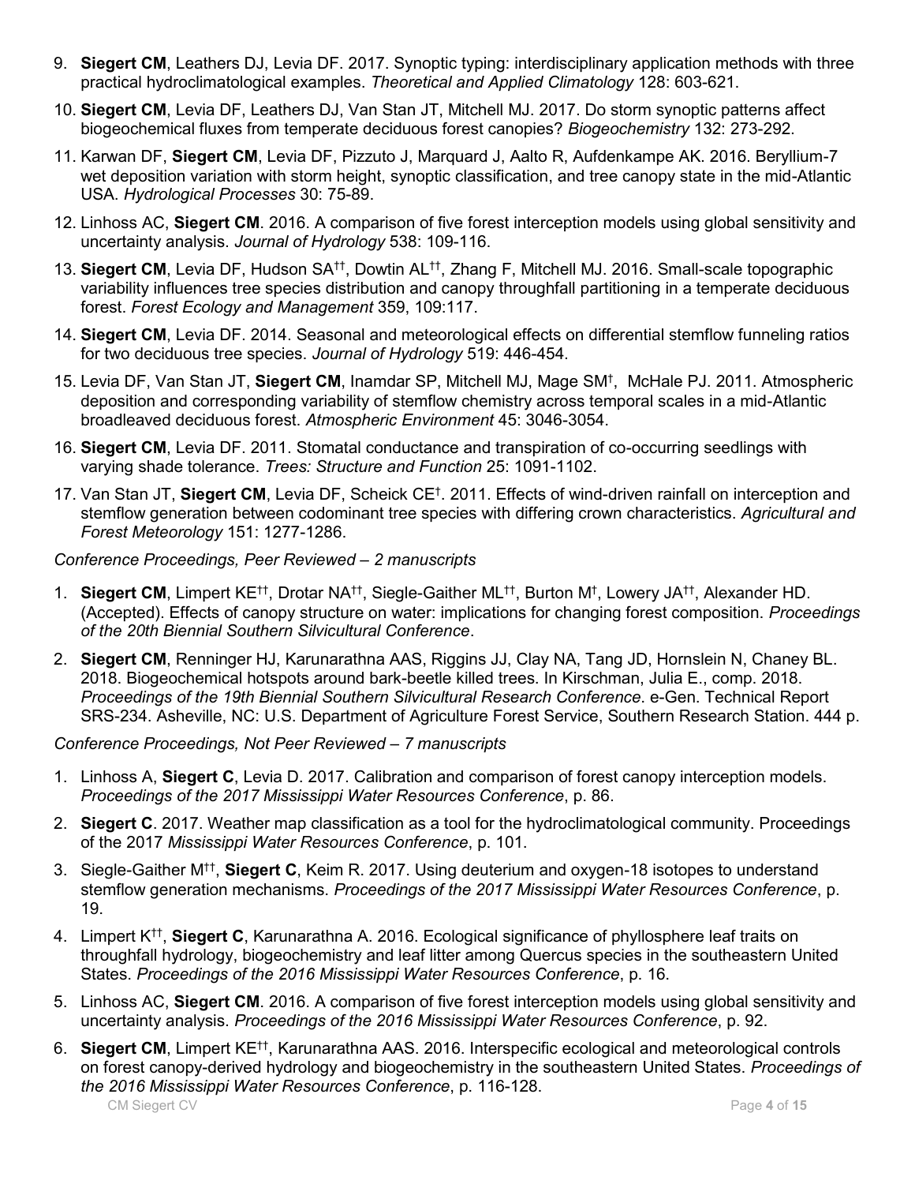9. **Siegert CM**, Leathers DJ, Levia DF. 2017. Synoptic typing: interdisciplinary application methods with three practical hydroclimatological examples. *Theoretical and Applied Climatology* 128: 603-621.

10. **Siegert CM**, Levia DF, Leathers DJ, Van Stan JT, Mitchell MJ. 2017. Do storm synoptic patterns affect biogeochemical fluxes from temperate deciduous forest canopies? *Biogeochemistry* 132: 273-292.

11. Karwan DF, **Siegert CM**, Levia DF, Pizzuto J, Marquard J, Aalto R, Aufdenkampe AK. 2016. Beryllium-7 wet deposition variation with storm height, synoptic classification, and tree canopy state in the mid-Atlantic USA. *Hydrological Processes* 30: 75-89.

12. Linhoss AC, **Siegert CM**. 2016. A comparison of five forest interception models using global sensitivity and uncertainty analysis. *Journal of Hydrology* 538: 109-116.

13. **Siegert CM**, Levia DF, Hudson SA[††], Dowtin AL[††], Zhang F, Mitchell MJ. 2016. Small-scale topographic variability influences tree species distribution and canopy throughfall partitioning in a temperate deciduous forest. *Forest Ecology and Management* 359, 109:117.

14. **Siegert CM**, Levia DF. 2014. Seasonal and meteorological effects on differential stemflow funneling ratios for two deciduous tree species. *Journal of Hydrology* 519: 446-454.

15. Levia DF, Van Stan JT, **Siegert CM**, Inamdar SP, Mitchell MJ, Mage SM[†], McHale PJ. 2011. Atmospheric deposition and corresponding variability of stemflow chemistry across temporal scales in a mid-Atlantic broadleaved deciduous forest. *Atmospheric Environment* 45: 3046-3054.

16. **Siegert CM**, Levia DF. 2011. Stomatal conductance and transpiration of co-occurring seedlings with varying shade tolerance. *Trees: Structure and Function* 25: 1091-1102.

17. Van Stan JT, **Siegert CM**, Levia DF, Scheick CE[†]. 2011. Effects of wind-driven rainfall on interception and stemflow generation between codominant tree species with differing crown characteristics. *Agricultural and Forest Meteorology* 151: 1277-1286.

*Conference Proceedings, Peer Reviewed – 2 manuscripts*

1. **Siegert CM**, Limpert KE[††], Drotar NA[††], Siegle-Gaither ML[††], Burton M[†], Lowery JA[††], Alexander HD. (Accepted). Effects of canopy structure on water: implications for changing forest composition. *Proceedings of the 20th Biennial Southern Silvicultural Conference*.

2. **Siegert CM**, Renninger HJ, Karunarathna AAS, Riggins JJ, Clay NA, Tang JD, Hornslein N, Chaney BL. 2018. Biogeochemical hotspots around bark-beetle killed trees. In Kirschman, Julia E., comp. 2018. *Proceedings of the 19th Biennial Southern Silvicultural Research Conference*. e-Gen. Technical Report SRS-234. Asheville, NC: U.S. Department of Agriculture Forest Service, Southern Research Station. 444 p.

*Conference Proceedings, Not Peer Reviewed – 7 manuscripts*

1. Linhoss A, **Siegert C**, Levia D. 2017. Calibration and comparison of forest canopy interception models. *Proceedings of the 2017 Mississippi Water Resources Conference*, p. 86.

2. **Siegert C**. 2017. Weather map classification as a tool for the hydroclimatological community. Proceedings of the 2017 *Mississippi Water Resources Conference*, p. 101.

3. Siegle-Gaither M[††], **Siegert C**, Keim R. 2017. Using deuterium and oxygen-18 isotopes to understand stemflow generation mechanisms. *Proceedings of the 2017 Mississippi Water Resources Conference*, p. 19.

4. Limpert K[††], **Siegert C**, Karunarathna A. 2016. Ecological significance of phyllosphere leaf traits on throughfall hydrology, biogeochemistry and leaf litter among Quercus species in the southeastern United States. *Proceedings of the 2016 Mississippi Water Resources Conference*, p. 16.

5. Linhoss AC, **Siegert CM**. 2016. A comparison of five forest interception models using global sensitivity and uncertainty analysis. *Proceedings of the 2016 Mississippi Water Resources Conference*, p. 92.

6. **Siegert CM**, Limpert KE[††], Karunarathna AAS. 2016. Interspecific ecological and meteorological controls on forest canopy-derived hydrology and biogeochemistry in the southeastern United States. *Proceedings of the 2016 Mississippi Water Resources Conference*, p. 116-128.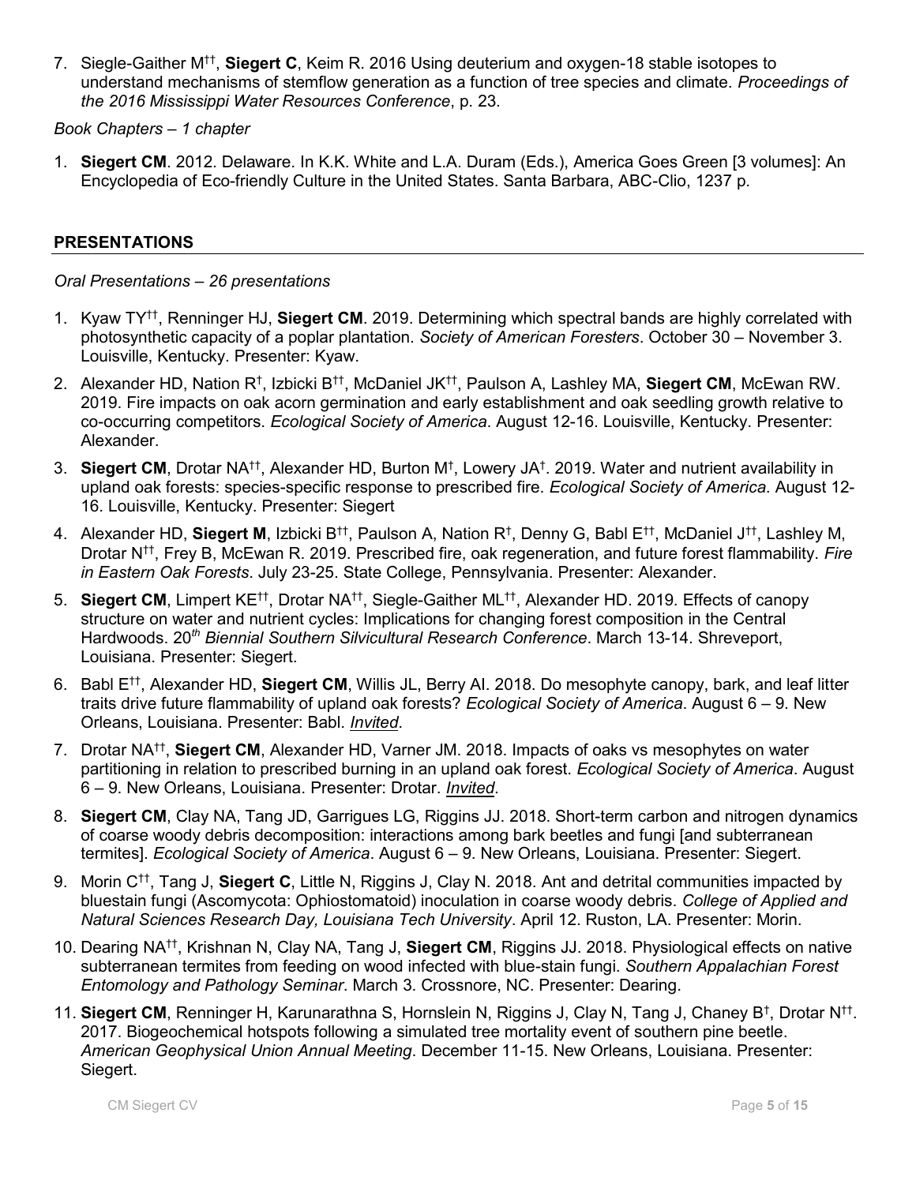7. Siegle-Gaither M[††], **Siegert C**, Keim R. 2016 Using deuterium and oxygen-18 stable isotopes to understand mechanisms of stemflow generation as a function of tree species and climate. *Proceedings of the 2016 Mississippi Water Resources Conference*, p. 23.

*Book Chapters – 1 chapter*

1. **Siegert CM**. 2012. Delaware. In K.K. White and L.A. Duram (Eds.), America Goes Green [3 volumes]: An Encyclopedia of Eco-friendly Culture in the United States. Santa Barbara, ABC-Clio, 1237 p.

## PRESENTATIONS

*Oral Presentations – 26 presentations*

1. Kyaw TY[††], Renninger HJ, **Siegert CM**. 2019. Determining which spectral bands are highly correlated with photosynthetic capacity of a poplar plantation. *Society of American Foresters*. October 30 – November 3. Louisville, Kentucky. Presenter: Kyaw.
2. Alexander HD, Nation R[†], Izbicki B[††], McDaniel JK[††], Paulson A, Lashley MA, **Siegert CM**, McEwan RW. 2019. Fire impacts on oak acorn germination and early establishment and oak seedling growth relative to co-occurring competitors. *Ecological Society of America*. August 12-16. Louisville, Kentucky. Presenter: Alexander.
3. **Siegert CM**, Drotar NA[††], Alexander HD, Burton M[†], Lowery JA[†]. 2019. Water and nutrient availability in upland oak forests: species-specific response to prescribed fire. *Ecological Society of America*. August 12-16. Louisville, Kentucky. Presenter: Siegert
4. Alexander HD, **Siegert M**, Izbicki B[††], Paulson A, Nation R[†], Denny G, Babl E[††], McDaniel J[††], Lashley M, Drotar N[††], Frey B, McEwan R. 2019. Prescribed fire, oak regeneration, and future forest flammability. *Fire in Eastern Oak Forests*. July 23-25. State College, Pennsylvania. Presenter: Alexander.
5. **Siegert CM**, Limpert KE[††], Drotar NA[††], Siegle-Gaither ML[††], Alexander HD. 2019. Effects of canopy structure on water and nutrient cycles: Implications for changing forest composition in the Central Hardwoods. 20*th Biennial Southern Silvicultural Research Conference*. March 13-14. Shreveport, Louisiana. Presenter: Siegert.
6. Babl E[††], Alexander HD, **Siegert CM**, Willis JL, Berry AI. 2018. Do mesophyte canopy, bark, and leaf litter traits drive future flammability of upland oak forests? *Ecological Society of America*. August 6 – 9. New Orleans, Louisiana. Presenter: Babl. *Invited*.
7. Drotar NA[††], **Siegert CM**, Alexander HD, Varner JM. 2018. Impacts of oaks vs mesophytes on water partitioning in relation to prescribed burning in an upland oak forest. *Ecological Society of America*. August 6 – 9. New Orleans, Louisiana. Presenter: Drotar. *Invited*.
8. **Siegert CM**, Clay NA, Tang JD, Garrigues LG, Riggins JJ. 2018. Short-term carbon and nitrogen dynamics of coarse woody debris decomposition: interactions among bark beetles and fungi [and subterranean termites]. *Ecological Society of America*. August 6 – 9. New Orleans, Louisiana. Presenter: Siegert.
9. Morin C[††], Tang J, **Siegert C**, Little N, Riggins J, Clay N. 2018. Ant and detrital communities impacted by bluestain fungi (Ascomycota: Ophiostomatoid) inoculation in coarse woody debris. *College of Applied and Natural Sciences Research Day, Louisiana Tech University*. April 12. Ruston, LA. Presenter: Morin.
10. Dearing NA[††], Krishnan N, Clay NA, Tang J, **Siegert CM**, Riggins JJ. 2018. Physiological effects on native subterranean termites from feeding on wood infected with blue-stain fungi. *Southern Appalachian Forest Entomology and Pathology Seminar*. March 3. Crossnore, NC. Presenter: Dearing.
11. **Siegert CM**, Renninger H, Karunarathna S, Hornslein N, Riggins J, Clay N, Tang J, Chaney B[†], Drotar N[††]. 2017. Biogeochemical hotspots following a simulated tree mortality event of southern pine beetle. *American Geophysical Union Annual Meeting*. December 11-15. New Orleans, Louisiana. Presenter: Siegert.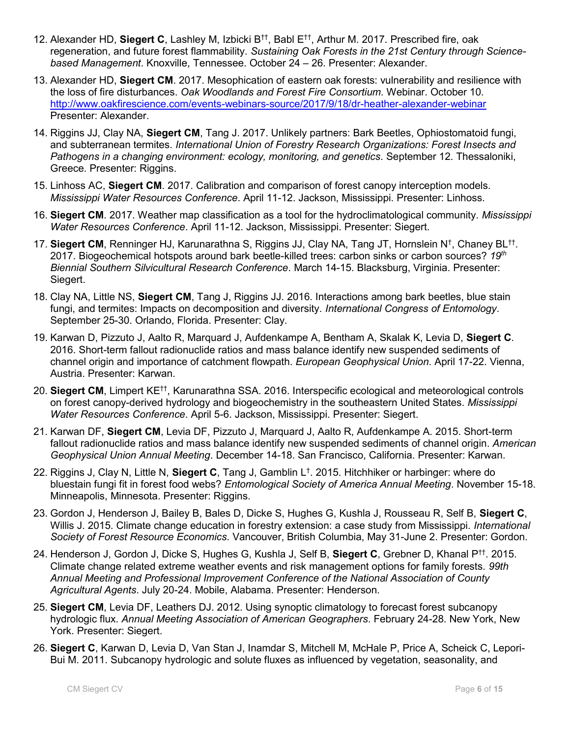12. Alexander HD, **Siegert C**, Lashley M, Izbicki B[††], Babl E[††], Arthur M. 2017. Prescribed fire, oak regeneration, and future forest flammability. *Sustaining Oak Forests in the 21st Century through Science-based Management*. Knoxville, Tennessee. October 24 – 26. Presenter: Alexander.

13. Alexander HD, **Siegert CM**. 2017. Mesophication of eastern oak forests: vulnerability and resilience with the loss of fire disturbances. *Oak Woodlands and Forest Fire Consortium.* Webinar. October 10. http://www.oakfirescience.com/events-webinars-source/2017/9/18/dr-heather-alexander-webinar Presenter: Alexander.

14. Riggins JJ, Clay NA, **Siegert CM**, Tang J. 2017. Unlikely partners: Bark Beetles, Ophiostomatoid fungi, and subterranean termites. *International Union of Forestry Research Organizations: Forest Insects and Pathogens in a changing environment: ecology, monitoring, and genetics*. September 12. Thessaloniki, Greece. Presenter: Riggins.

15. Linhoss AC, **Siegert CM**. 2017. Calibration and comparison of forest canopy interception models. *Mississippi Water Resources Conference*. April 11-12. Jackson, Mississippi. Presenter: Linhoss.

16. **Siegert CM**. 2017. Weather map classification as a tool for the hydroclimatological community. *Mississippi Water Resources Conference*. April 11-12. Jackson, Mississippi. Presenter: Siegert.

17. **Siegert CM**, Renninger HJ, Karunarathna S, Riggins JJ, Clay NA, Tang JT, Hornslein N[†], Chaney BL[††]. 2017. Biogeochemical hotspots around bark beetle-killed trees: carbon sinks or carbon sources? *19th Biennial Southern Silvicultural Research Conference*. March 14-15. Blacksburg, Virginia. Presenter: Siegert.

18. Clay NA, Little NS, **Siegert CM**, Tang J, Riggins JJ. 2016. Interactions among bark beetles, blue stain fungi, and termites: Impacts on decomposition and diversity. *International Congress of Entomology*. September 25-30. Orlando, Florida. Presenter: Clay.

19. Karwan D, Pizzuto J, Aalto R, Marquard J, Aufdenkampe A, Bentham A, Skalak K, Levia D, **Siegert C**. 2016. Short-term fallout radionuclide ratios and mass balance identify new suspended sediments of channel origin and importance of catchment flowpath. *European Geophysical Union*. April 17-22. Vienna, Austria. Presenter: Karwan.

20. **Siegert CM**, Limpert KE[††], Karunarathna SSA. 2016. Interspecific ecological and meteorological controls on forest canopy-derived hydrology and biogeochemistry in the southeastern United States. *Mississippi Water Resources Conference*. April 5-6. Jackson, Mississippi. Presenter: Siegert.

21. Karwan DF, **Siegert CM**, Levia DF, Pizzuto J, Marquard J, Aalto R, Aufdenkampe A. 2015. Short-term fallout radionuclide ratios and mass balance identify new suspended sediments of channel origin. *American Geophysical Union Annual Meeting*. December 14-18. San Francisco, California. Presenter: Karwan.

22. Riggins J, Clay N, Little N, **Siegert C**, Tang J, Gamblin L[†]. 2015. Hitchhiker or harbinger: where do bluestain fungi fit in forest food webs? *Entomological Society of America Annual Meeting*. November 15-18. Minneapolis, Minnesota. Presenter: Riggins.

23. Gordon J, Henderson J, Bailey B, Bales D, Dicke S, Hughes G, Kushla J, Rousseau R, Self B, **Siegert C**, Willis J. 2015. Climate change education in forestry extension: a case study from Mississippi. *International Society of Forest Resource Economics*. Vancouver, British Columbia, May 31-June 2. Presenter: Gordon.

24. Henderson J, Gordon J, Dicke S, Hughes G, Kushla J, Self B, **Siegert C**, Grebner D, Khanal P[††]. 2015. Climate change related extreme weather events and risk management options for family forests. *99th Annual Meeting and Professional Improvement Conference of the National Association of County Agricultural Agents*. July 20-24. Mobile, Alabama. Presenter: Henderson.

25. **Siegert CM**, Levia DF, Leathers DJ. 2012. Using synoptic climatology to forecast forest subcanopy hydrologic flux. *Annual Meeting Association of American Geographers*. February 24-28. New York, New York. Presenter: Siegert.

26. **Siegert C**, Karwan D, Levia D, Van Stan J, Inamdar S, Mitchell M, McHale P, Price A, Scheick C, Lepori-Bui M. 2011. Subcanopy hydrologic and solute fluxes as influenced by vegetation, seasonality, and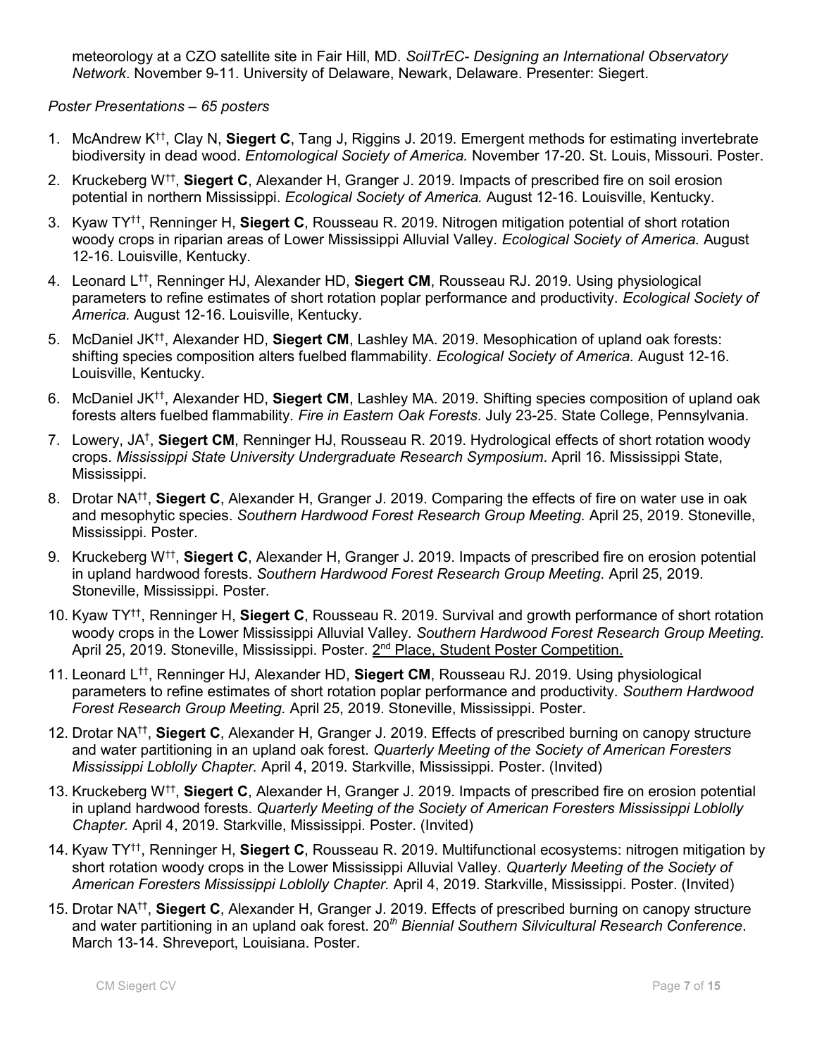meteorology at a CZO satellite site in Fair Hill, MD. *SoilTrEC- Designing an International Observatory Network*. November 9-11. University of Delaware, Newark, Delaware. Presenter: Siegert.

*Poster Presentations – 65 posters*

1. McAndrew K[††], Clay N, **Siegert C**, Tang J, Riggins J. 2019. Emergent methods for estimating invertebrate biodiversity in dead wood. *Entomological Society of America.* November 17-20. St. Louis, Missouri. Poster.
2. Kruckeberg W[††], **Siegert C**, Alexander H, Granger J. 2019. Impacts of prescribed fire on soil erosion potential in northern Mississippi. *Ecological Society of America.* August 12-16. Louisville, Kentucky.
3. Kyaw TY[††], Renninger H, **Siegert C**, Rousseau R. 2019. Nitrogen mitigation potential of short rotation woody crops in riparian areas of Lower Mississippi Alluvial Valley. *Ecological Society of America.* August 12-16. Louisville, Kentucky.
4. Leonard L[††], Renninger HJ, Alexander HD, **Siegert CM**, Rousseau RJ. 2019. Using physiological parameters to refine estimates of short rotation poplar performance and productivity. *Ecological Society of America.* August 12-16. Louisville, Kentucky.
5. McDaniel JK[††], Alexander HD, **Siegert CM**, Lashley MA. 2019. Mesophication of upland oak forests: shifting species composition alters fuelbed flammability. *Ecological Society of America.* August 12-16. Louisville, Kentucky.
6. McDaniel JK[††], Alexander HD, **Siegert CM**, Lashley MA. 2019. Shifting species composition of upland oak forests alters fuelbed flammability. *Fire in Eastern Oak Forests*. July 23-25. State College, Pennsylvania.
7. Lowery, JA[†], **Siegert CM**, Renninger HJ, Rousseau R. 2019. Hydrological effects of short rotation woody crops. *Mississippi State University Undergraduate Research Symposium*. April 16. Mississippi State, Mississippi.
8. Drotar NA[††], **Siegert C**, Alexander H, Granger J. 2019. Comparing the effects of fire on water use in oak and mesophytic species. *Southern Hardwood Forest Research Group Meeting.* April 25, 2019. Stoneville, Mississippi. Poster.
9. Kruckeberg W[††], **Siegert C**, Alexander H, Granger J. 2019. Impacts of prescribed fire on erosion potential in upland hardwood forests. *Southern Hardwood Forest Research Group Meeting.* April 25, 2019. Stoneville, Mississippi. Poster.
10. Kyaw TY[††], Renninger H, **Siegert C**, Rousseau R. 2019. Survival and growth performance of short rotation woody crops in the Lower Mississippi Alluvial Valley. *Southern Hardwood Forest Research Group Meeting.* April 25, 2019. Stoneville, Mississippi. Poster. 2nd Place, Student Poster Competition.
11. Leonard L[††], Renninger HJ, Alexander HD, **Siegert CM**, Rousseau RJ. 2019. Using physiological parameters to refine estimates of short rotation poplar performance and productivity. *Southern Hardwood Forest Research Group Meeting.* April 25, 2019. Stoneville, Mississippi. Poster.
12. Drotar NA[††], **Siegert C**, Alexander H, Granger J. 2019. Effects of prescribed burning on canopy structure and water partitioning in an upland oak forest. *Quarterly Meeting of the Society of American Foresters Mississippi Loblolly Chapter.* April 4, 2019. Starkville, Mississippi. Poster. (Invited)
13. Kruckeberg W[††], **Siegert C**, Alexander H, Granger J. 2019. Impacts of prescribed fire on erosion potential in upland hardwood forests. *Quarterly Meeting of the Society of American Foresters Mississippi Loblolly Chapter.* April 4, 2019. Starkville, Mississippi. Poster. (Invited)
14. Kyaw TY[††], Renninger H, **Siegert C**, Rousseau R. 2019. Multifunctional ecosystems: nitrogen mitigation by short rotation woody crops in the Lower Mississippi Alluvial Valley. *Quarterly Meeting of the Society of American Foresters Mississippi Loblolly Chapter.* April 4, 2019. Starkville, Mississippi. Poster. (Invited)
15. Drotar NA[††], **Siegert C**, Alexander H, Granger J. 2019. Effects of prescribed burning on canopy structure and water partitioning in an upland oak forest. *20th Biennial Southern Silvicultural Research Conference*. March 13-14. Shreveport, Louisiana. Poster.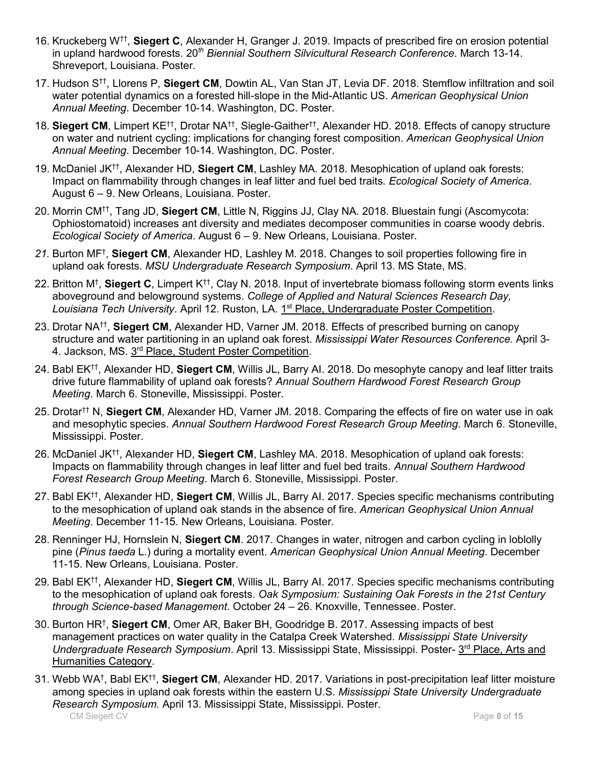16. Kruckeberg W[††], **Siegert C**, Alexander H, Granger J. 2019. Impacts of prescribed fire on erosion potential in upland hardwood forests. *20[th] Biennial Southern Silvicultural Research Conference*. March 13-14. Shreveport, Louisiana. Poster.

17. Hudson S[††], Llorens P, **Siegert CM**, Dowtin AL, Van Stan JT, Levia DF. 2018. Stemflow infiltration and soil water potential dynamics on a forested hill-slope in the Mid-Atlantic US. *American Geophysical Union Annual Meeting*. December 10-14. Washington, DC. Poster.

18. **Siegert CM**, Limpert KE[††], Drotar NA[††], Siegle-Gaither[††], Alexander HD. 2018. Effects of canopy structure on water and nutrient cycling: implications for changing forest composition. *American Geophysical Union Annual Meeting*. December 10-14. Washington, DC. Poster.

19. McDaniel JK[††], Alexander HD, **Siegert CM**, Lashley MA. 2018. Mesophication of upland oak forests: Impact on flammability through changes in leaf litter and fuel bed traits. *Ecological Society of America*. August 6 – 9. New Orleans, Louisiana. Poster.

20. Morrin CM[††], Tang JD, **Siegert CM**, Little N, Riggins JJ, Clay NA. 2018. Bluestain fungi (Ascomycota: Ophiostomatoid) increases ant diversity and mediates decomposer communities in coarse woody debris. *Ecological Society of America*. August 6 – 9. New Orleans, Louisiana. Poster.

21. Burton MF[†], **Siegert CM**, Alexander HD, Lashley M. 2018. Changes to soil properties following fire in upland oak forests. *MSU Undergraduate Research Symposium*. April 13. MS State, MS.

22. Britton M[†], **Siegert C**, Limpert K[††], Clay N. 2018. Input of invertebrate biomass following storm events links aboveground and belowground systems. *College of Applied and Natural Sciences Research Day, Louisiana Tech University*. April 12. Ruston, LA. 1[st] Place, Undergraduate Poster Competition.

23. Drotar NA[††], **Siegert CM**, Alexander HD, Varner JM. 2018. Effects of prescribed burning on canopy structure and water partitioning in an upland oak forest. *Mississippi Water Resources Conference*. April 3-4. Jackson, MS. 3[rd] Place, Student Poster Competition.

24. Babl EK[††], Alexander HD, **Siegert CM**, Willis JL, Barry AI. 2018. Do mesophyte canopy and leaf litter traits drive future flammability of upland oak forests? *Annual Southern Hardwood Forest Research Group Meeting*. March 6. Stoneville, Mississippi. Poster.

25. Drotar[††] N, **Siegert CM**, Alexander HD, Varner JM. 2018. Comparing the effects of fire on water use in oak and mesophytic species. *Annual Southern Hardwood Forest Research Group Meeting*. March 6. Stoneville, Mississippi. Poster.

26. McDaniel JK[††], Alexander HD, **Siegert CM**, Lashley MA. 2018. Mesophication of upland oak forests: Impacts on flammability through changes in leaf litter and fuel bed traits. *Annual Southern Hardwood Forest Research Group Meeting*. March 6. Stoneville, Mississippi. Poster.

27. Babl EK[††], Alexander HD, **Siegert CM**, Willis JL, Barry AI. 2017. Species specific mechanisms contributing to the mesophication of upland oak stands in the absence of fire. *American Geophysical Union Annual Meeting*. December 11-15. New Orleans, Louisiana. Poster.

28. Renninger HJ, Hornslein N, **Siegert CM**. 2017. Changes in water, nitrogen and carbon cycling in loblolly pine (*Pinus taeda* L.) during a mortality event. *American Geophysical Union Annual Meeting*. December 11-15. New Orleans, Louisiana. Poster.

29. Babl EK[††], Alexander HD, **Siegert CM**, Willis JL, Barry AI. 2017. Species specific mechanisms contributing to the mesophication of upland oak forests. *Oak Symposium: Sustaining Oak Forests in the 21st Century through Science-based Management*. October 24 – 26. Knoxville, Tennessee. Poster.

30. Burton HR[†], **Siegert CM**, Omer AR, Baker BH, Goodridge B. 2017. Assessing impacts of best management practices on water quality in the Catalpa Creek Watershed. *Mississippi State University Undergraduate Research Symposium*. April 13. Mississippi State, Mississippi. Poster- 3[rd] Place, Arts and Humanities Category.

31. Webb WA[†], Babl EK[††], **Siegert CM**, Alexander HD. 2017. Variations in post-precipitation leaf litter moisture among species in upland oak forests within the eastern U.S. *Mississippi State University Undergraduate Research Symposium.* April 13. Mississippi State, Mississippi. Poster.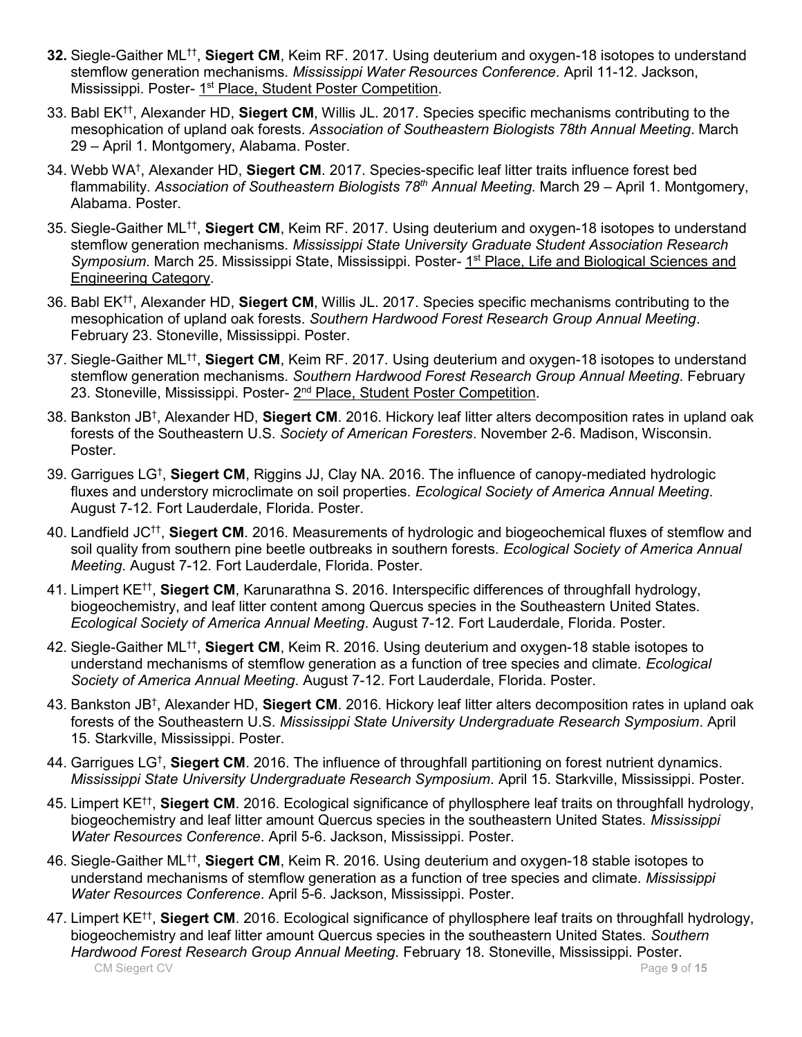**32.** Siegle-Gaither ML[††], **Siegert CM**, Keim RF. 2017. Using deuterium and oxygen-18 isotopes to understand stemflow generation mechanisms. *Mississippi Water Resources Conference*. April 11-12. Jackson, Mississippi. Poster- 1st Place, Student Poster Competition.

33. Babl EK[††], Alexander HD, **Siegert CM**, Willis JL. 2017. Species specific mechanisms contributing to the mesophication of upland oak forests. *Association of Southeastern Biologists 78th Annual Meeting*. March 29 – April 1. Montgomery, Alabama. Poster.

34. Webb WA[†], Alexander HD, **Siegert CM**. 2017. Species-specific leaf litter traits influence forest bed flammability. *Association of Southeastern Biologists 78th Annual Meeting*. March 29 – April 1. Montgomery, Alabama. Poster.

35. Siegle-Gaither ML[††], **Siegert CM**, Keim RF. 2017. Using deuterium and oxygen-18 isotopes to understand stemflow generation mechanisms. *Mississippi State University Graduate Student Association Research Symposium*. March 25. Mississippi State, Mississippi. Poster- 1st Place, Life and Biological Sciences and Engineering Category.

36. Babl EK[††], Alexander HD, **Siegert CM**, Willis JL. 2017. Species specific mechanisms contributing to the mesophication of upland oak forests. *Southern Hardwood Forest Research Group Annual Meeting*. February 23. Stoneville, Mississippi. Poster.

37. Siegle-Gaither ML[††], **Siegert CM**, Keim RF. 2017. Using deuterium and oxygen-18 isotopes to understand stemflow generation mechanisms. *Southern Hardwood Forest Research Group Annual Meeting*. February 23. Stoneville, Mississippi. Poster- 2nd Place, Student Poster Competition.

38. Bankston JB[†], Alexander HD, **Siegert CM**. 2016. Hickory leaf litter alters decomposition rates in upland oak forests of the Southeastern U.S. *Society of American Foresters*. November 2-6. Madison, Wisconsin. Poster.

39. Garrigues LG[†], **Siegert CM**, Riggins JJ, Clay NA. 2016. The influence of canopy-mediated hydrologic fluxes and understory microclimate on soil properties. *Ecological Society of America Annual Meeting*. August 7-12. Fort Lauderdale, Florida. Poster.

40. Landfield JC[††], **Siegert CM**. 2016. Measurements of hydrologic and biogeochemical fluxes of stemflow and soil quality from southern pine beetle outbreaks in southern forests. *Ecological Society of America Annual Meeting*. August 7-12. Fort Lauderdale, Florida. Poster.

41. Limpert KE[††], **Siegert CM**, Karunarathna S. 2016. Interspecific differences of throughfall hydrology, biogeochemistry, and leaf litter content among Quercus species in the Southeastern United States. *Ecological Society of America Annual Meeting*. August 7-12. Fort Lauderdale, Florida. Poster.

42. Siegle-Gaither ML[††], **Siegert CM**, Keim R. 2016. Using deuterium and oxygen-18 stable isotopes to understand mechanisms of stemflow generation as a function of tree species and climate. *Ecological Society of America Annual Meeting*. August 7-12. Fort Lauderdale, Florida. Poster.

43. Bankston JB[†], Alexander HD, **Siegert CM**. 2016. Hickory leaf litter alters decomposition rates in upland oak forests of the Southeastern U.S. *Mississippi State University Undergraduate Research Symposium*. April 15. Starkville, Mississippi. Poster.

44. Garrigues LG[†], **Siegert CM**. 2016. The influence of throughfall partitioning on forest nutrient dynamics. *Mississippi State University Undergraduate Research Symposium*. April 15. Starkville, Mississippi. Poster.

45. Limpert KE[††], **Siegert CM**. 2016. Ecological significance of phyllosphere leaf traits on throughfall hydrology, biogeochemistry and leaf litter amount Quercus species in the southeastern United States. *Mississippi Water Resources Conference*. April 5-6. Jackson, Mississippi. Poster.

46. Siegle-Gaither ML[††], **Siegert CM**, Keim R. 2016. Using deuterium and oxygen-18 stable isotopes to understand mechanisms of stemflow generation as a function of tree species and climate. *Mississippi Water Resources Conference*. April 5-6. Jackson, Mississippi. Poster.

47. Limpert KE[††], **Siegert CM**. 2016. Ecological significance of phyllosphere leaf traits on throughfall hydrology, biogeochemistry and leaf litter amount Quercus species in the southeastern United States. *Southern Hardwood Forest Research Group Annual Meeting*. February 18. Stoneville, Mississippi. Poster.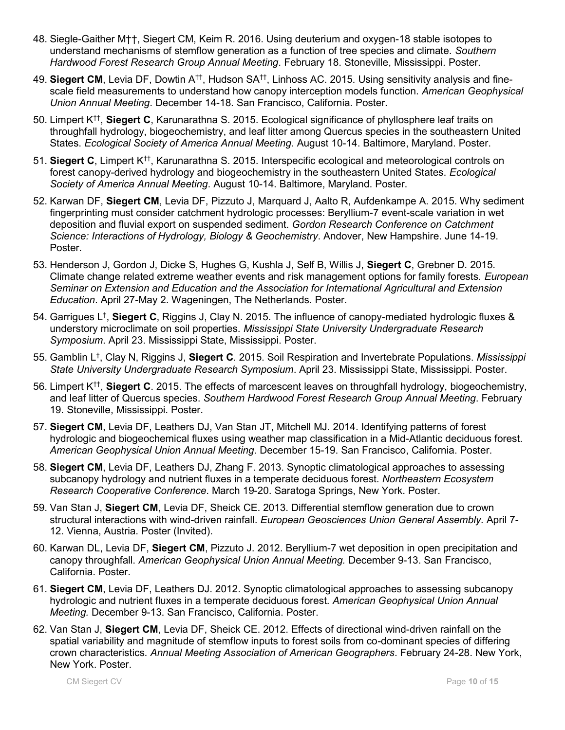48. Siegle-Gaither M††, Siegert CM, Keim R. 2016. Using deuterium and oxygen-18 stable isotopes to understand mechanisms of stemflow generation as a function of tree species and climate. *Southern Hardwood Forest Research Group Annual Meeting*. February 18. Stoneville, Mississippi. Poster.

49. **Siegert CM**, Levia DF, Dowtin A††, Hudson SA††, Linhoss AC. 2015. Using sensitivity analysis and fine-scale field measurements to understand how canopy interception models function. *American Geophysical Union Annual Meeting*. December 14-18. San Francisco, California. Poster.

50. Limpert K††, **Siegert C**, Karunarathna S. 2015. Ecological significance of phyllosphere leaf traits on throughfall hydrology, biogeochemistry, and leaf litter among Quercus species in the southeastern United States. *Ecological Society of America Annual Meeting*. August 10-14. Baltimore, Maryland. Poster.

51. **Siegert C**, Limpert K††, Karunarathna S. 2015. Interspecific ecological and meteorological controls on forest canopy-derived hydrology and biogeochemistry in the southeastern United States. *Ecological Society of America Annual Meeting*. August 10-14. Baltimore, Maryland. Poster.

52. Karwan DF, **Siegert CM**, Levia DF, Pizzuto J, Marquard J, Aalto R, Aufdenkampe A. 2015. Why sediment fingerprinting must consider catchment hydrologic processes: Beryllium-7 event-scale variation in wet deposition and fluvial export on suspended sediment. *Gordon Research Conference on Catchment Science: Interactions of Hydrology, Biology & Geochemistry*. Andover, New Hampshire. June 14-19. Poster.

53. Henderson J, Gordon J, Dicke S, Hughes G, Kushla J, Self B, Willis J, **Siegert C**, Grebner D. 2015. Climate change related extreme weather events and risk management options for family forests. *European Seminar on Extension and Education and the Association for International Agricultural and Extension Education*. April 27-May 2. Wageningen, The Netherlands. Poster.

54. Garrigues L†, **Siegert C**, Riggins J, Clay N. 2015. The influence of canopy-mediated hydrologic fluxes & understory microclimate on soil properties. *Mississippi State University Undergraduate Research Symposium*. April 23. Mississippi State, Mississippi. Poster.

55. Gamblin L†, Clay N, Riggins J, **Siegert C**. 2015. Soil Respiration and Invertebrate Populations. *Mississippi State University Undergraduate Research Symposium*. April 23. Mississippi State, Mississippi. Poster.

56. Limpert K††, **Siegert C**. 2015. The effects of marcescent leaves on throughfall hydrology, biogeochemistry, and leaf litter of Quercus species. *Southern Hardwood Forest Research Group Annual Meeting*. February 19. Stoneville, Mississippi. Poster.

57. **Siegert CM**, Levia DF, Leathers DJ, Van Stan JT, Mitchell MJ. 2014. Identifying patterns of forest hydrologic and biogeochemical fluxes using weather map classification in a Mid-Atlantic deciduous forest. *American Geophysical Union Annual Meeting*. December 15-19. San Francisco, California. Poster.

58. **Siegert CM**, Levia DF, Leathers DJ, Zhang F. 2013. Synoptic climatological approaches to assessing subcanopy hydrology and nutrient fluxes in a temperate deciduous forest. *Northeastern Ecosystem Research Cooperative Conference*. March 19-20. Saratoga Springs, New York. Poster.

59. Van Stan J, **Siegert CM**, Levia DF, Sheick CE. 2013. Differential stemflow generation due to crown structural interactions with wind-driven rainfall. *European Geosciences Union General Assembly*. April 7-12. Vienna, Austria. Poster (Invited).

60. Karwan DL, Levia DF, **Siegert CM**, Pizzuto J. 2012. Beryllium-7 wet deposition in open precipitation and canopy throughfall. *American Geophysical Union Annual Meeting.* December 9-13. San Francisco, California. Poster.

61. **Siegert CM**, Levia DF, Leathers DJ. 2012. Synoptic climatological approaches to assessing subcanopy hydrologic and nutrient fluxes in a temperate deciduous forest. *American Geophysical Union Annual Meeting.* December 9-13. San Francisco, California. Poster.

62. Van Stan J, **Siegert CM**, Levia DF, Sheick CE. 2012. Effects of directional wind-driven rainfall on the spatial variability and magnitude of stemflow inputs to forest soils from co-dominant species of differing crown characteristics. *Annual Meeting Association of American Geographers*. February 24-28. New York, New York. Poster.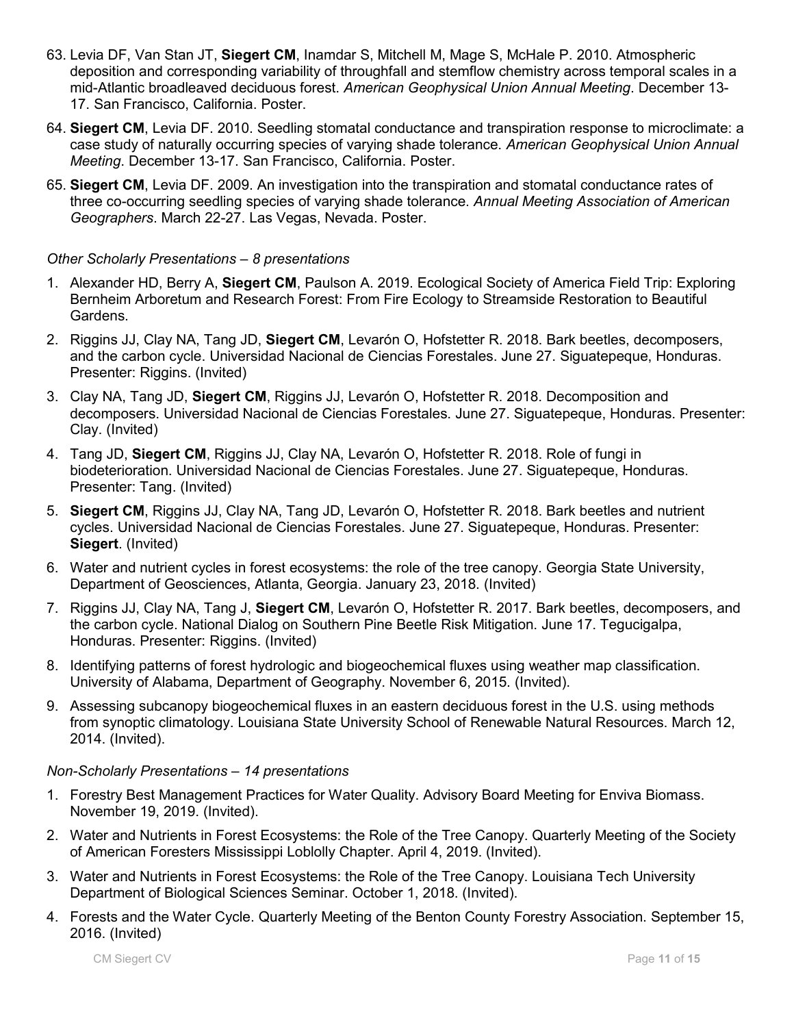63. Levia DF, Van Stan JT, **Siegert CM**, Inamdar S, Mitchell M, Mage S, McHale P. 2010. Atmospheric deposition and corresponding variability of throughfall and stemflow chemistry across temporal scales in a mid-Atlantic broadleaved deciduous forest. *American Geophysical Union Annual Meeting*. December 13-17. San Francisco, California. Poster.
64. **Siegert CM**, Levia DF. 2010. Seedling stomatal conductance and transpiration response to microclimate: a case study of naturally occurring species of varying shade tolerance. *American Geophysical Union Annual Meeting*. December 13-17. San Francisco, California. Poster.
65. **Siegert CM**, Levia DF. 2009. An investigation into the transpiration and stomatal conductance rates of three co-occurring seedling species of varying shade tolerance. *Annual Meeting Association of American Geographers*. March 22-27. Las Vegas, Nevada. Poster.

*Other Scholarly Presentations – 8 presentations*

1. Alexander HD, Berry A, **Siegert CM**, Paulson A. 2019. Ecological Society of America Field Trip: Exploring Bernheim Arboretum and Research Forest: From Fire Ecology to Streamside Restoration to Beautiful Gardens.
2. Riggins JJ, Clay NA, Tang JD, **Siegert CM**, Levarón O, Hofstetter R. 2018. Bark beetles, decomposers, and the carbon cycle. Universidad Nacional de Ciencias Forestales. June 27. Siguatepeque, Honduras. Presenter: Riggins. (Invited)
3. Clay NA, Tang JD, **Siegert CM**, Riggins JJ, Levarón O, Hofstetter R. 2018. Decomposition and decomposers. Universidad Nacional de Ciencias Forestales. June 27. Siguatepeque, Honduras. Presenter: Clay. (Invited)
4. Tang JD, **Siegert CM**, Riggins JJ, Clay NA, Levarón O, Hofstetter R. 2018. Role of fungi in biodeterioration. Universidad Nacional de Ciencias Forestales. June 27. Siguatepeque, Honduras. Presenter: Tang. (Invited)
5. **Siegert CM**, Riggins JJ, Clay NA, Tang JD, Levarón O, Hofstetter R. 2018. Bark beetles and nutrient cycles. Universidad Nacional de Ciencias Forestales. June 27. Siguatepeque, Honduras. Presenter: **Siegert**. (Invited)
6. Water and nutrient cycles in forest ecosystems: the role of the tree canopy. Georgia State University, Department of Geosciences, Atlanta, Georgia. January 23, 2018. (Invited)
7. Riggins JJ, Clay NA, Tang J, **Siegert CM**, Levarón O, Hofstetter R. 2017. Bark beetles, decomposers, and the carbon cycle. National Dialog on Southern Pine Beetle Risk Mitigation. June 17. Tegucigalpa, Honduras. Presenter: Riggins. (Invited)
8. Identifying patterns of forest hydrologic and biogeochemical fluxes using weather map classification. University of Alabama, Department of Geography. November 6, 2015. (Invited).
9. Assessing subcanopy biogeochemical fluxes in an eastern deciduous forest in the U.S. using methods from synoptic climatology. Louisiana State University School of Renewable Natural Resources. March 12, 2014. (Invited).

*Non-Scholarly Presentations – 14 presentations*

1. Forestry Best Management Practices for Water Quality. Advisory Board Meeting for Enviva Biomass. November 19, 2019. (Invited).
2. Water and Nutrients in Forest Ecosystems: the Role of the Tree Canopy. Quarterly Meeting of the Society of American Foresters Mississippi Loblolly Chapter. April 4, 2019. (Invited).
3. Water and Nutrients in Forest Ecosystems: the Role of the Tree Canopy. Louisiana Tech University Department of Biological Sciences Seminar. October 1, 2018. (Invited).
4. Forests and the Water Cycle. Quarterly Meeting of the Benton County Forestry Association. September 15, 2016. (Invited)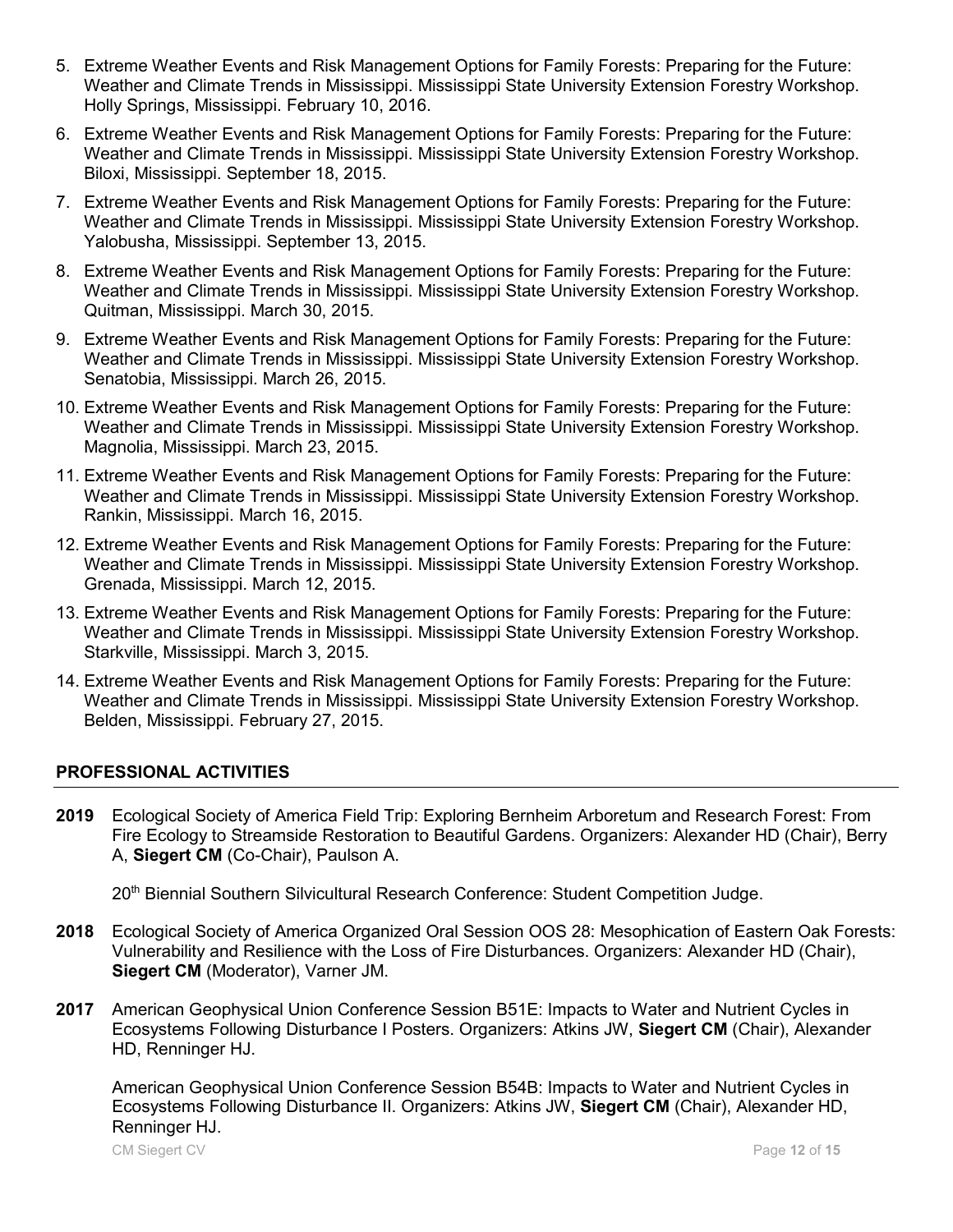5. Extreme Weather Events and Risk Management Options for Family Forests: Preparing for the Future: Weather and Climate Trends in Mississippi. Mississippi State University Extension Forestry Workshop. Holly Springs, Mississippi. February 10, 2016.
6. Extreme Weather Events and Risk Management Options for Family Forests: Preparing for the Future: Weather and Climate Trends in Mississippi. Mississippi State University Extension Forestry Workshop. Biloxi, Mississippi. September 18, 2015.
7. Extreme Weather Events and Risk Management Options for Family Forests: Preparing for the Future: Weather and Climate Trends in Mississippi. Mississippi State University Extension Forestry Workshop. Yalobusha, Mississippi. September 13, 2015.
8. Extreme Weather Events and Risk Management Options for Family Forests: Preparing for the Future: Weather and Climate Trends in Mississippi. Mississippi State University Extension Forestry Workshop. Quitman, Mississippi. March 30, 2015.
9. Extreme Weather Events and Risk Management Options for Family Forests: Preparing for the Future: Weather and Climate Trends in Mississippi. Mississippi State University Extension Forestry Workshop. Senatobia, Mississippi. March 26, 2015.
10. Extreme Weather Events and Risk Management Options for Family Forests: Preparing for the Future: Weather and Climate Trends in Mississippi. Mississippi State University Extension Forestry Workshop. Magnolia, Mississippi. March 23, 2015.
11. Extreme Weather Events and Risk Management Options for Family Forests: Preparing for the Future: Weather and Climate Trends in Mississippi. Mississippi State University Extension Forestry Workshop. Rankin, Mississippi. March 16, 2015.
12. Extreme Weather Events and Risk Management Options for Family Forests: Preparing for the Future: Weather and Climate Trends in Mississippi. Mississippi State University Extension Forestry Workshop. Grenada, Mississippi. March 12, 2015.
13. Extreme Weather Events and Risk Management Options for Family Forests: Preparing for the Future: Weather and Climate Trends in Mississippi. Mississippi State University Extension Forestry Workshop. Starkville, Mississippi. March 3, 2015.
14. Extreme Weather Events and Risk Management Options for Family Forests: Preparing for the Future: Weather and Climate Trends in Mississippi. Mississippi State University Extension Forestry Workshop. Belden, Mississippi. February 27, 2015.

## PROFESSIONAL ACTIVITIES

**2019** Ecological Society of America Field Trip: Exploring Bernheim Arboretum and Research Forest: From Fire Ecology to Streamside Restoration to Beautiful Gardens. Organizers: Alexander HD (Chair), Berry A, **Siegert CM** (Co-Chair), Paulson A.

20th Biennial Southern Silvicultural Research Conference: Student Competition Judge.

**2018** Ecological Society of America Organized Oral Session OOS 28: Mesophication of Eastern Oak Forests: Vulnerability and Resilience with the Loss of Fire Disturbances. Organizers: Alexander HD (Chair), **Siegert CM** (Moderator), Varner JM.

**2017** American Geophysical Union Conference Session B51E: Impacts to Water and Nutrient Cycles in Ecosystems Following Disturbance I Posters. Organizers: Atkins JW, **Siegert CM** (Chair), Alexander HD, Renninger HJ.

American Geophysical Union Conference Session B54B: Impacts to Water and Nutrient Cycles in Ecosystems Following Disturbance II. Organizers: Atkins JW, **Siegert CM** (Chair), Alexander HD, Renninger HJ.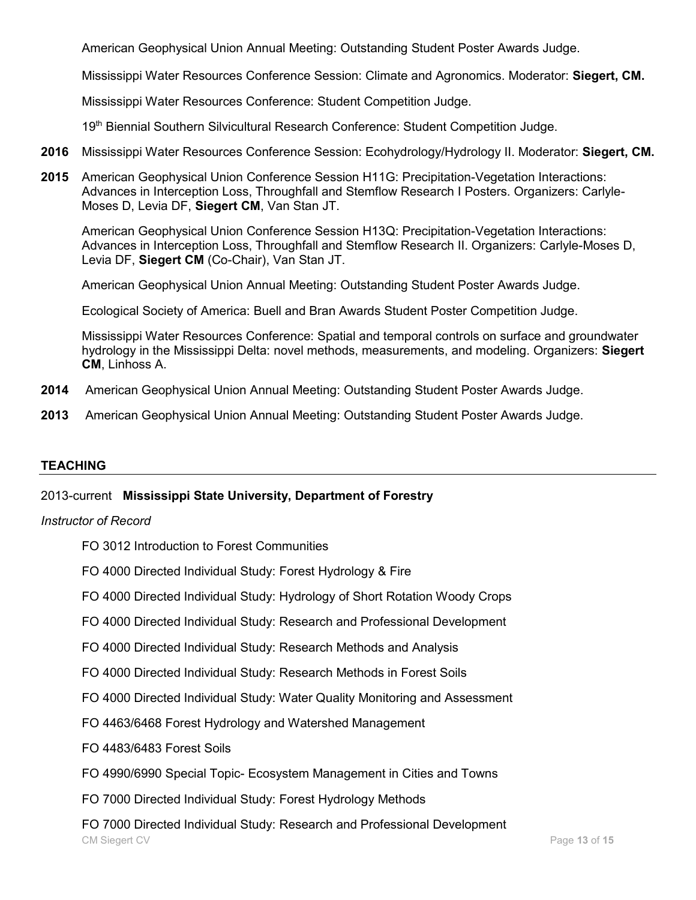American Geophysical Union Annual Meeting: Outstanding Student Poster Awards Judge.

Mississippi Water Resources Conference Session: Climate and Agronomics. Moderator: **Siegert, CM.**

Mississippi Water Resources Conference: Student Competition Judge.

19th Biennial Southern Silvicultural Research Conference: Student Competition Judge.

**2016** Mississippi Water Resources Conference Session: Ecohydrology/Hydrology II. Moderator: **Siegert, CM.**

**2015** American Geophysical Union Conference Session H11G: Precipitation-Vegetation Interactions: Advances in Interception Loss, Throughfall and Stemflow Research I Posters. Organizers: Carlyle-Moses D, Levia DF, **Siegert CM**, Van Stan JT.

American Geophysical Union Conference Session H13Q: Precipitation-Vegetation Interactions: Advances in Interception Loss, Throughfall and Stemflow Research II. Organizers: Carlyle-Moses D, Levia DF, **Siegert CM** (Co-Chair), Van Stan JT.

American Geophysical Union Annual Meeting: Outstanding Student Poster Awards Judge.

Ecological Society of America: Buell and Bran Awards Student Poster Competition Judge.

Mississippi Water Resources Conference: Spatial and temporal controls on surface and groundwater hydrology in the Mississippi Delta: novel methods, measurements, and modeling. Organizers: **Siegert CM**, Linhoss A.

**2014** American Geophysical Union Annual Meeting: Outstanding Student Poster Awards Judge.

**2013** American Geophysical Union Annual Meeting: Outstanding Student Poster Awards Judge.

## TEACHING

2013-current **Mississippi State University, Department of Forestry**

*Instructor of Record*

FO 3012 Introduction to Forest Communities

FO 4000 Directed Individual Study: Forest Hydrology & Fire

FO 4000 Directed Individual Study: Hydrology of Short Rotation Woody Crops

FO 4000 Directed Individual Study: Research and Professional Development

FO 4000 Directed Individual Study: Research Methods and Analysis

FO 4000 Directed Individual Study: Research Methods in Forest Soils

FO 4000 Directed Individual Study: Water Quality Monitoring and Assessment

FO 4463/6468 Forest Hydrology and Watershed Management

FO 4483/6483 Forest Soils

FO 4990/6990 Special Topic- Ecosystem Management in Cities and Towns

FO 7000 Directed Individual Study: Forest Hydrology Methods

FO 7000 Directed Individual Study: Research and Professional Development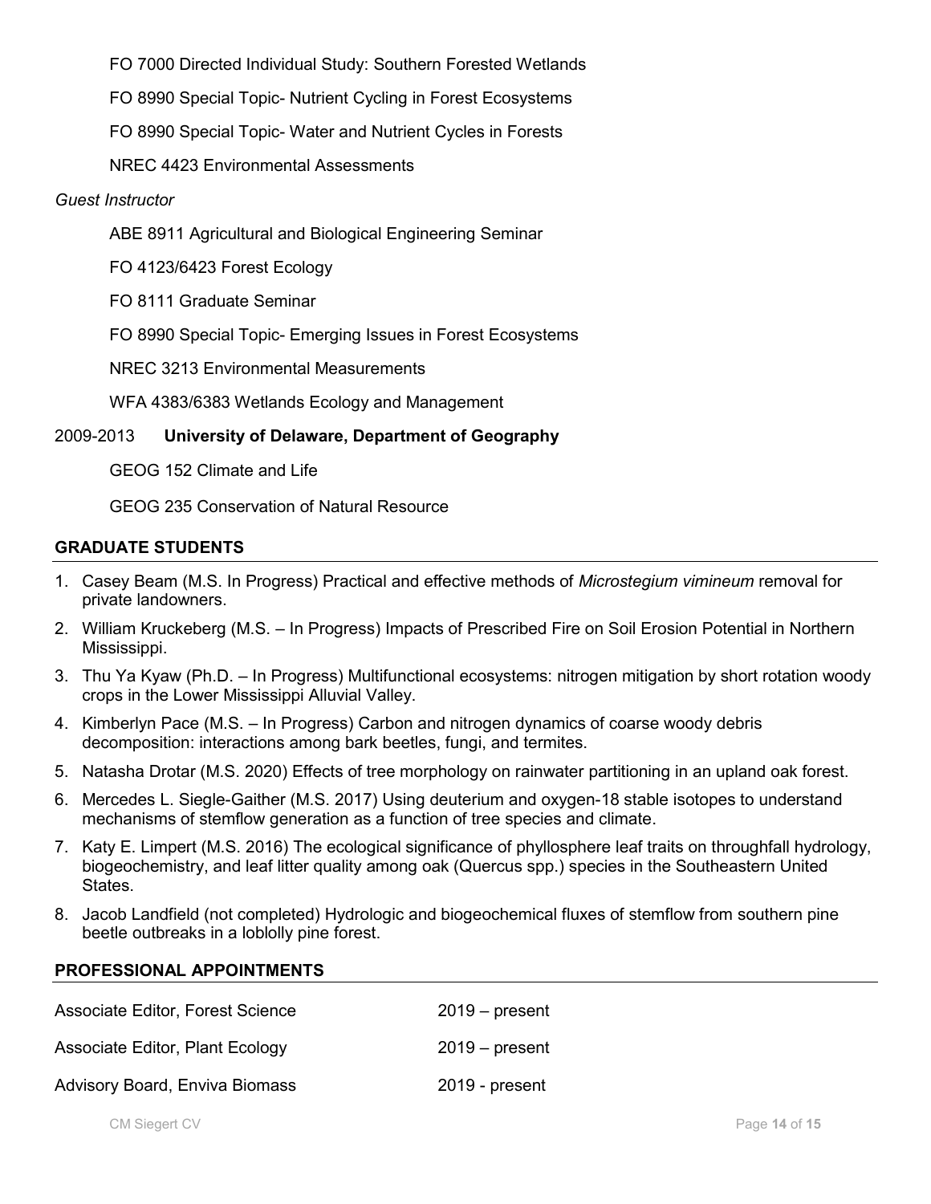FO 7000 Directed Individual Study: Southern Forested Wetlands

FO 8990 Special Topic- Nutrient Cycling in Forest Ecosystems

FO 8990 Special Topic- Water and Nutrient Cycles in Forests

NREC 4423 Environmental Assessments

*Guest Instructor*

ABE 8911 Agricultural and Biological Engineering Seminar

FO 4123/6423 Forest Ecology

FO 8111 Graduate Seminar

FO 8990 Special Topic- Emerging Issues in Forest Ecosystems

NREC 3213 Environmental Measurements

WFA 4383/6383 Wetlands Ecology and Management

2009-2013 **University of Delaware, Department of Geography**

GEOG 152 Climate and Life

GEOG 235 Conservation of Natural Resource

## GRADUATE STUDENTS

1. Casey Beam (M.S. In Progress) Practical and effective methods of *Microstegium vimineum* removal for private landowners.
2. William Kruckeberg (M.S. – In Progress) Impacts of Prescribed Fire on Soil Erosion Potential in Northern Mississippi.
3. Thu Ya Kyaw (Ph.D. – In Progress) Multifunctional ecosystems: nitrogen mitigation by short rotation woody crops in the Lower Mississippi Alluvial Valley.
4. Kimberlyn Pace (M.S. – In Progress) Carbon and nitrogen dynamics of coarse woody debris decomposition: interactions among bark beetles, fungi, and termites.
5. Natasha Drotar (M.S. 2020) Effects of tree morphology on rainwater partitioning in an upland oak forest.
6. Mercedes L. Siegle-Gaither (M.S. 2017) Using deuterium and oxygen-18 stable isotopes to understand mechanisms of stemflow generation as a function of tree species and climate.
7. Katy E. Limpert (M.S. 2016) The ecological significance of phyllosphere leaf traits on throughfall hydrology, biogeochemistry, and leaf litter quality among oak (Quercus spp.) species in the Southeastern United States.
8. Jacob Landfield (not completed) Hydrologic and biogeochemical fluxes of stemflow from southern pine beetle outbreaks in a loblolly pine forest.

## PROFESSIONAL APPOINTMENTS

| | |
|---|---|
| Associate Editor, Forest Science | 2019 – present |
| Associate Editor, Plant Ecology | 2019 – present |
| Advisory Board, Enviva Biomass | 2019 - present |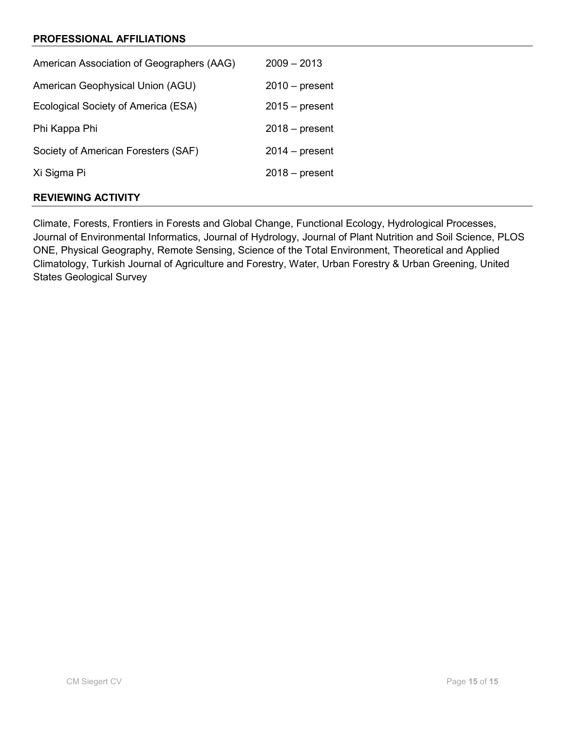## PROFESSIONAL AFFILIATIONS

| | |
|---|---|
| American Association of Geographers (AAG) | 2009 – 2013 |
| American Geophysical Union (AGU) | 2010 – present |
| Ecological Society of America (ESA) | 2015 – present |
| Phi Kappa Phi | 2018 – present |
| Society of American Foresters (SAF) | 2014 – present |
| Xi Sigma Pi | 2018 – present |

## REVIEWING ACTIVITY

Climate, Forests, Frontiers in Forests and Global Change, Functional Ecology, Hydrological Processes, Journal of Environmental Informatics, Journal of Hydrology, Journal of Plant Nutrition and Soil Science, PLOS ONE, Physical Geography, Remote Sensing, Science of the Total Environment, Theoretical and Applied Climatology, Turkish Journal of Agriculture and Forestry, Water, Urban Forestry & Urban Greening, United States Geological Survey